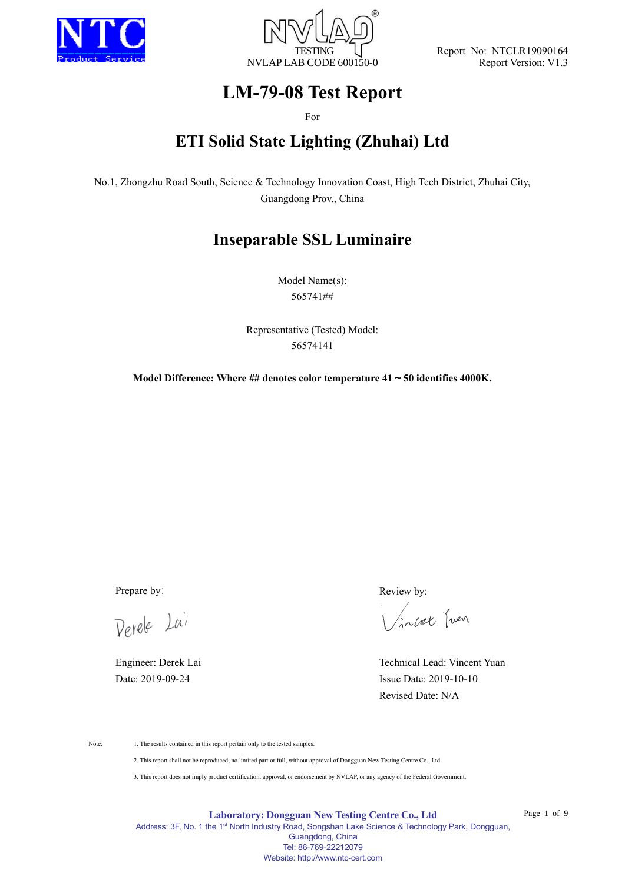NTC
Product Service

NVLAP TESTING
NVLAP LAB CODE 600150-0

Report No: NTCLR19090164
Report Version: V1.3

# LM-79-08 Test Report

For

## ETI Solid State Lighting (Zhuhai) Ltd

No.1, Zhongzhu Road South, Science & Technology Innovation Coast, High Tech District, Zhuhai City, Guangdong Prov., China

## Inseparable SSL Luminaire

Model Name(s):
565741##

Representative (Tested) Model:
56574141

**Model Difference: Where ## denotes color temperature 41 ~ 50 identifies 4000K.**

Prepare by:

Derek Lai

Engineer: Derek Lai
Date: 2019-09-24

Review by:

Vincent Yuan

Technical Lead: Vincent Yuan
Issue Date: 2019-10-10
Revised Date: N/A

Note:
1. The results contained in this report pertain only to the tested samples.
2. This report shall not be reproduced, no limited part or full, without approval of Dongguan New Testing Centre Co., Ltd
3. This report does not imply product certification, approval, or endorsement by NVLAP, or any agency of the Federal Government.

**Laboratory: Dongguan New Testing Centre Co., Ltd**
Address: 3F, No. 1 the 1st North Industry Road, Songshan Lake Science & Technology Park, Dongguan, Guangdong, China
Tel: 86-769-22212079
Website: http://www.ntc-cert.com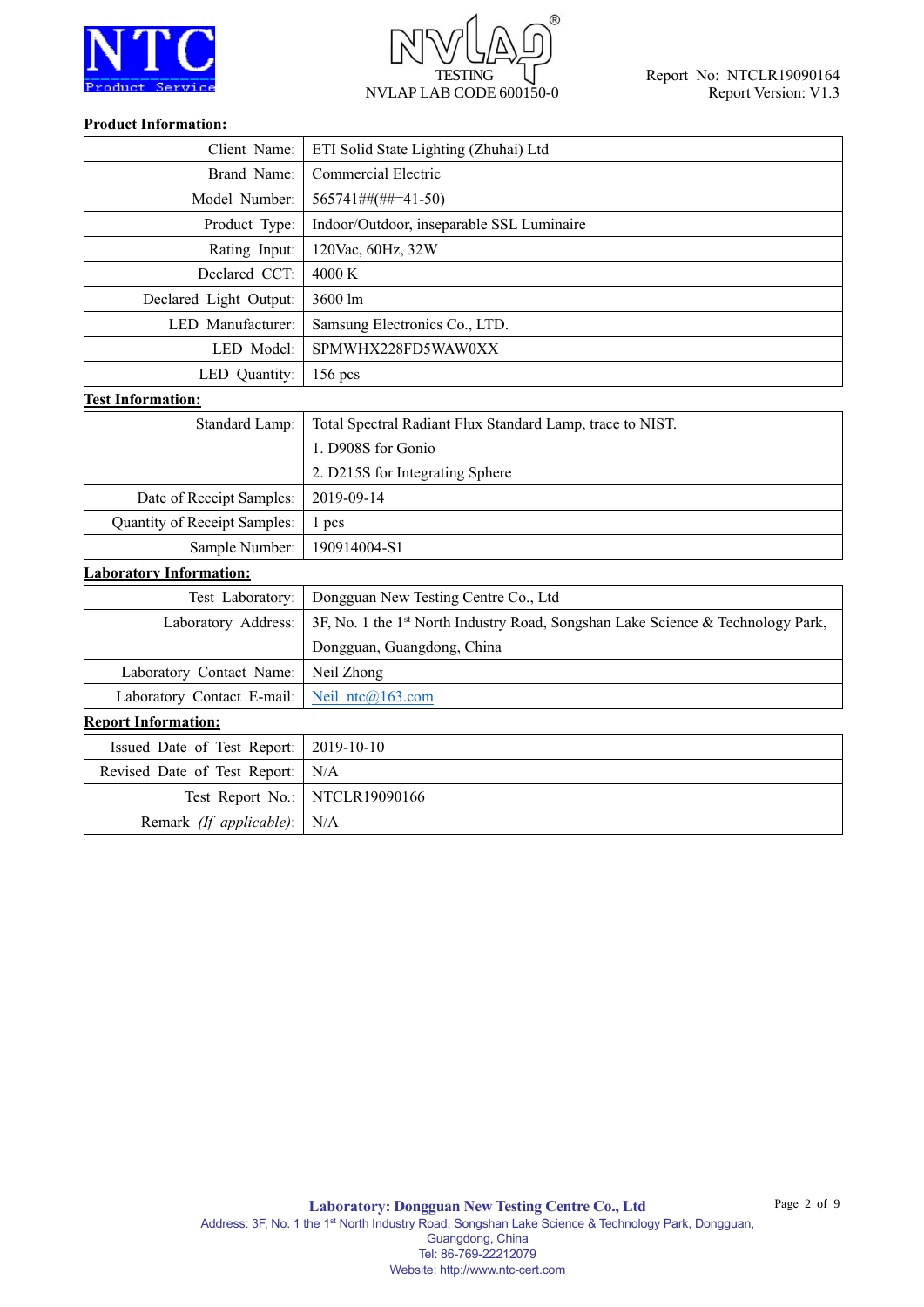NTC Product Service

NVLAP TESTING
NVLAP LAB CODE 600150-0

Report No: NTCLR19090164
Report Version: V1.3

**Product Information:**

| | |
|---|---|
| Client Name: | ETI Solid State Lighting (Zhuhai) Ltd |
| Brand Name: | Commercial Electric |
| Model Number: | 565741##(##=41-50) |
| Product Type: | Indoor/Outdoor, inseparable SSL Luminaire |
| Rating Input: | 120Vac, 60Hz, 32W |
| Declared CCT: | 4000 K |
| Declared Light Output: | 3600 lm |
| LED Manufacturer: | Samsung Electronics Co., LTD. |
| LED Model: | SPMWHX228FD5WAW0XX |
| LED Quantity: | 156 pcs |

**Test Information:**

| | |
|---|---|
| Standard Lamp: | Total Spectral Radiant Flux Standard Lamp, trace to NIST.<br>1. D908S for Gonio<br>2. D215S for Integrating Sphere |
| Date of Receipt Samples: | 2019-09-14 |
| Quantity of Receipt Samples: | 1 pcs |
| Sample Number: | 190914004-S1 |

**Laboratory Information:**

| | |
|---|---|
| Test Laboratory: | Dongguan New Testing Centre Co., Ltd |
| Laboratory Address: | 3F, No. 1 the 1st North Industry Road, Songshan Lake Science & Technology Park, Dongguan, Guangdong, China |
| Laboratory Contact Name: | Neil Zhong |
| Laboratory Contact E-mail: | Neil_ntc@163.com |

**Report Information:**

| | |
|---|---|
| Issued Date of Test Report: | 2019-10-10 |
| Revised Date of Test Report: | N/A |
| Test Report No.: | NTCLR19090166 |
| Remark *(If applicable)*: | N/A |

**Laboratory: Dongguan New Testing Centre Co., Ltd**
Address: 3F, No. 1 the 1st North Industry Road, Songshan Lake Science & Technology Park, Dongguan, Guangdong, China
Tel: 86-769-22212079
Website: http://www.ntc-cert.com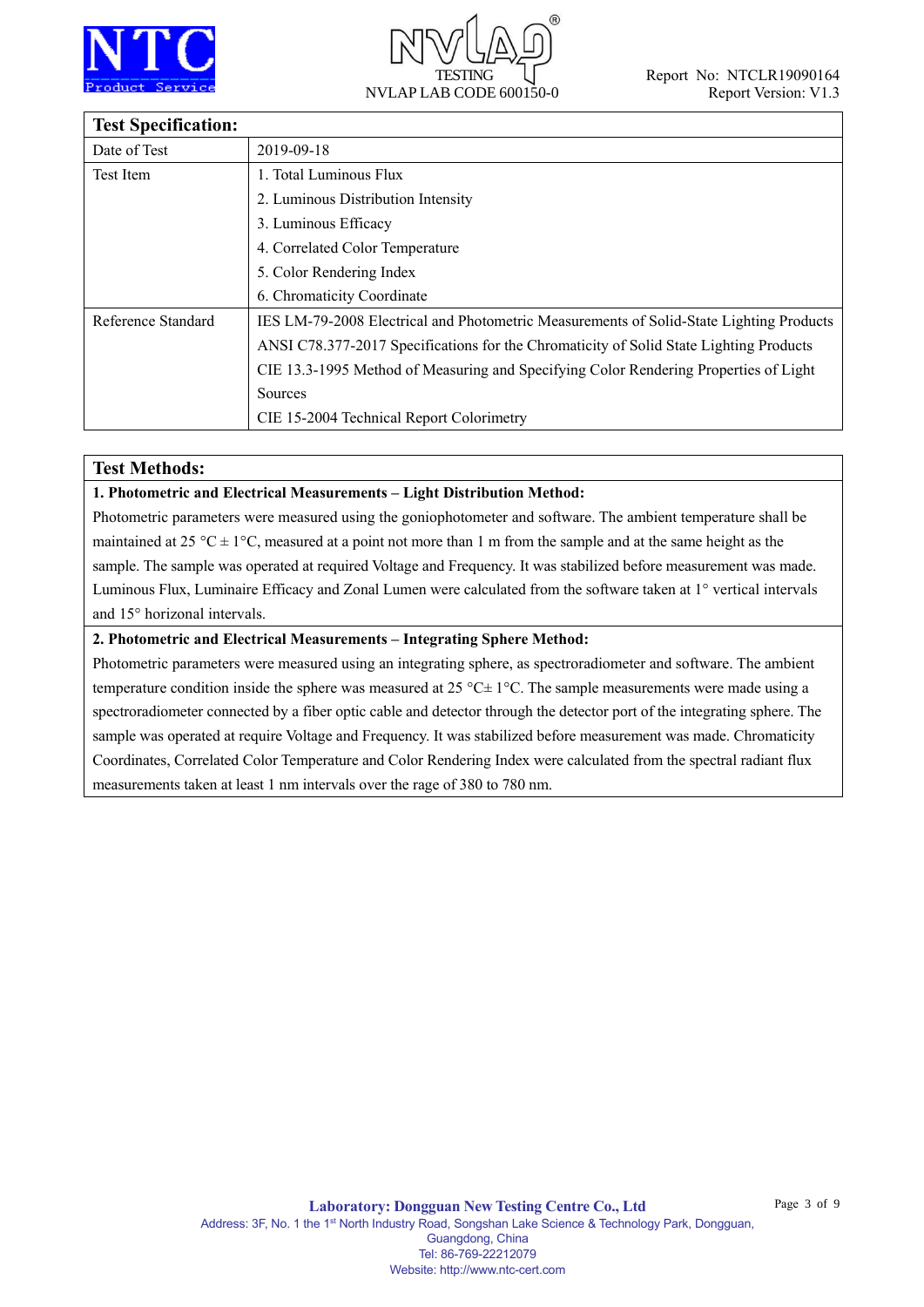| Test Specification: | |
|---|---|
| Date of Test | 2019-09-18 |
| Test Item | 1. Total Luminous Flux<br>2. Luminous Distribution Intensity<br>3. Luminous Efficacy<br>4. Correlated Color Temperature<br>5. Color Rendering Index<br>6. Chromaticity Coordinate |
| Reference Standard | IES LM-79-2008 Electrical and Photometric Measurements of Solid-State Lighting Products<br>ANSI C78.377-2017 Specifications for the Chromaticity of Solid State Lighting Products<br>CIE 13.3-1995 Method of Measuring and Specifying Color Rendering Properties of Light Sources<br>CIE 15-2004 Technical Report Colorimetry |

## Test Methods:

**1. Photometric and Electrical Measurements – Light Distribution Method:**

Photometric parameters were measured using the goniophotometer and software. The ambient temperature shall be maintained at 25 °C ± 1°C, measured at a point not more than 1 m from the sample and at the same height as the sample. The sample was operated at required Voltage and Frequency. It was stabilized before measurement was made. Luminous Flux, Luminaire Efficacy and Zonal Lumen were calculated from the software taken at 1° vertical intervals and 15° horizonal intervals.

**2. Photometric and Electrical Measurements – Integrating Sphere Method:**

Photometric parameters were measured using an integrating sphere, as spectroradiometer and software. The ambient temperature condition inside the sphere was measured at 25 °C± 1°C. The sample measurements were made using a spectroradiometer connected by a fiber optic cable and detector through the detector port of the integrating sphere. The sample was operated at require Voltage and Frequency. It was stabilized before measurement was made. Chromaticity Coordinates, Correlated Color Temperature and Color Rendering Index were calculated from the spectral radiant flux measurements taken at least 1 nm intervals over the rage of 380 to 780 nm.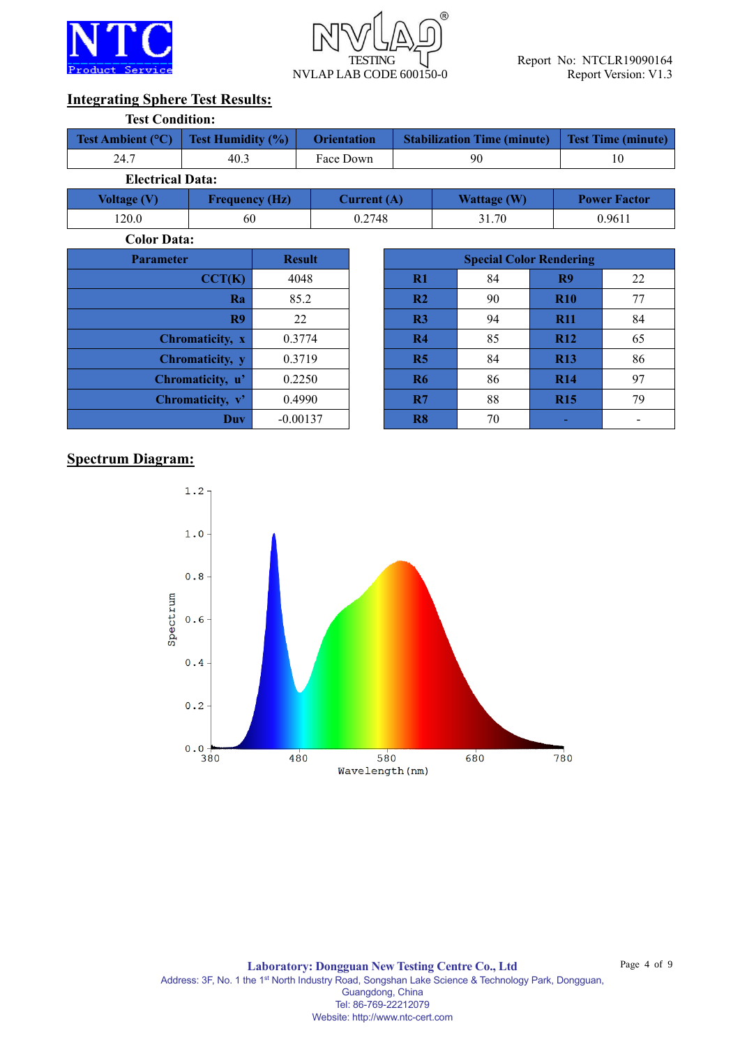## Integrating Sphere Test Results:

**Test Condition:**

| Test Ambient (°C) | Test Humidity (%) | Orientation | Stabilization Time (minute) | Test Time (minute) |
|---|---|---|---|---|
| 24.7 | 40.3 | Face Down | 90 | 10 |

**Electrical Data:**

| Voltage (V) | Frequency (Hz) | Current (A) | Wattage (W) | Power Factor |
|---|---|---|---|---|
| 120.0 | 60 | 0.2748 | 31.70 | 0.9611 |

**Color Data:**

| Parameter | Result |
|---|---|
| CCT(K) | 4048 |
| Ra | 85.2 |
| R9 | 22 |
| Chromaticity, x | 0.3774 |
| Chromaticity, y | 0.3719 |
| Chromaticity, u' | 0.2250 |
| Chromaticity, v' | 0.4990 |
| Duv | -0.00137 |

| Special Color Rendering | | | |
|---|---|---|---|
| R1 | 84 | R9 | 22 |
| R2 | 90 | R10 | 77 |
| R3 | 94 | R11 | 84 |
| R4 | 85 | R12 | 65 |
| R5 | 84 | R13 | 86 |
| R6 | 86 | R14 | 97 |
| R7 | 88 | R15 | 79 |
| R8 | 70 | - | - |

## Spectrum Diagram: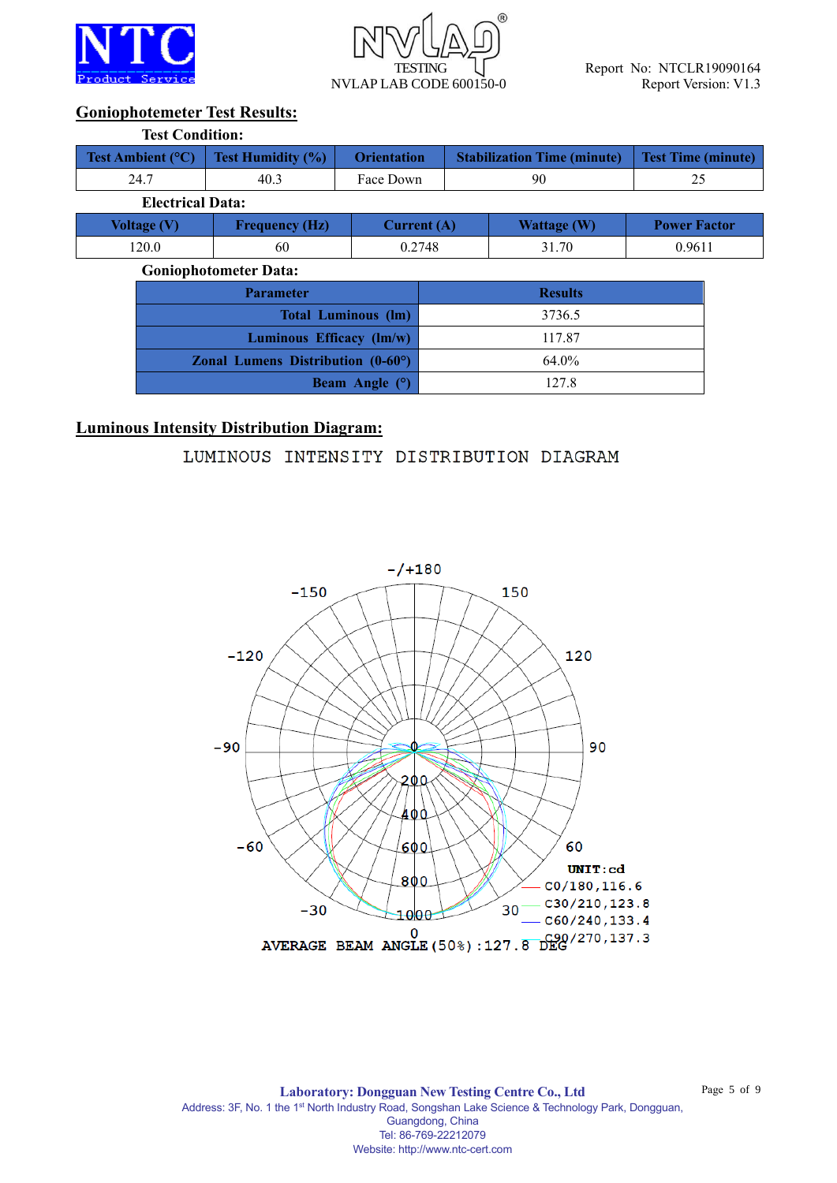## Goniophotemeter Test Results:

**Test Condition:**

| Test Ambient (°C) | Test Humidity (%) | Orientation | Stabilization Time (minute) | Test Time (minute) |
|---|---|---|---|---|
| 24.7 | 40.3 | Face Down | 90 | 25 |

**Electrical Data:**

| Voltage (V) | Frequency (Hz) | Current (A) | Wattage (W) | Power Factor |
|---|---|---|---|---|
| 120.0 | 60 | 0.2748 | 31.70 | 0.9611 |

**Goniophotometer Data:**

| Parameter | Results |
|---|---|
| Total Luminous (lm) | 3736.5 |
| Luminous Efficacy (lm/w) | 117.87 |
| Zonal Lumens Distribution (0-60°) | 64.0% |
| Beam Angle (°) | 127.8 |

## Luminous Intensity Distribution Diagram:

LUMINOUS INTENSITY DISTRIBUTION DIAGRAM

-/+180, -150, 150, -120, 120, -90, 90, -60, 60, -30, 30, 0

0, 200, 400, 600, 800, 1000

UNIT:cd
C0/180,116.6
C30/210,123.8
C60/240,133.4
C90/270,137.3

AVERAGE BEAM ANGLE(50%):127.8 DEG

**Laboratory: Dongguan New Testing Centre Co., Ltd**
Address: 3F, No. 1 the 1st North Industry Road, Songshan Lake Science & Technology Park, Dongguan, Guangdong, China
Tel: 86-769-22212079
Website: http://www.ntc-cert.com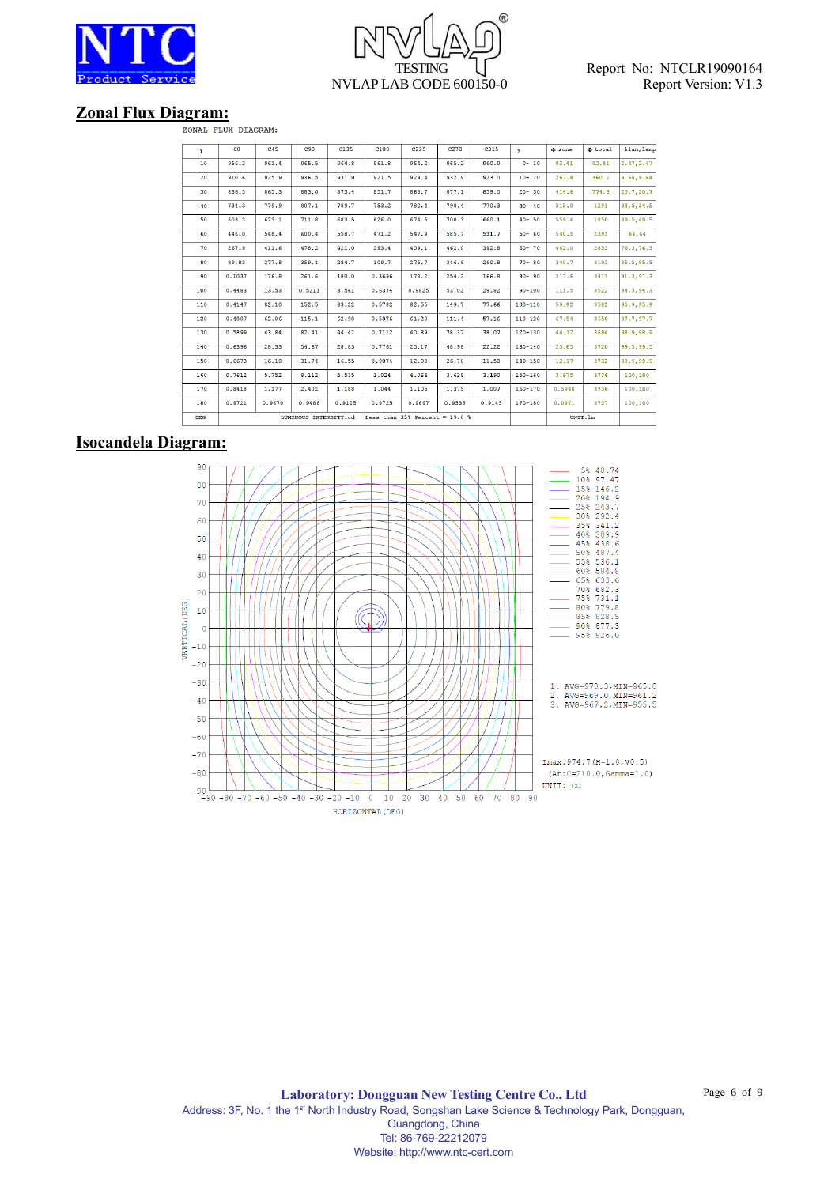## Zonal Flux Diagram:

ZONAL FLUX DIAGRAM:

| γ | C0 | C45 | C90 | C135 | C180 | C225 | C270 | C315 | γ | Φ zone | Φ total | %lum,lamp |
|---|---|---|---|---|---|---|---|---|---|---|---|---|
| 10 | 956.2 | 961.4 | 965.5 | 964.8 | 961.8 | 964.2 | 965.2 | 960.9 | 0- 10 | 92.41 | 92.41 | 2.47,2.47 |
| 20 | 910.6 | 925.9 | 936.5 | 931.9 | 921.5 | 929.4 | 932.9 | 923.0 | 10- 20 | 267.8 | 360.2 | 9.64,9.64 |
| 30 | 836.3 | 865.3 | 883.0 | 873.4 | 851.7 | 868.7 | 877.1 | 859.0 | 20- 30 | 414.6 | 774.8 | 20.7,20.7 |
| 40 | 734.3 | 779.9 | 807.1 | 789.7 | 753.2 | 782.4 | 798.4 | 770.3 | 30- 40 | 515.8 | 1291 | 34.5,34.5 |
| 50 | 603.3 | 673.1 | 711.8 | 683.5 | 626.0 | 674.5 | 700.3 | 660.1 | 40- 50 | 559.6 | 1850 | 49.5,49.5 |
| 60 | 446.0 | 548.4 | 600.4 | 558.7 | 471.2 | 547.9 | 585.7 | 531.7 | 50- 60 | 540.5 | 2391 | 64,64 |
| 70 | 267.9 | 411.6 | 478.2 | 421.0 | 293.4 | 409.1 | 462.0 | 392.8 | 60- 70 | 462.0 | 2853 | 76.3,76.3 |
| 80 | 89.83 | 277.8 | 359.1 | 284.7 | 109.7 | 275.7 | 346.6 | 260.8 | 70- 80 | 340.7 | 3193 | 85.5,85.5 |
| 90 | 0.1037 | 176.8 | 261.6 | 180.0 | 0.3696 | 178.2 | 254.3 | 166.8 | 80- 90 | 217.6 | 3411 | 91.3,91.3 |
| 100 | 0.4483 | 13.53 | 0.5211 | 3.561 | 0.6374 | 0.9825 | 53.02 | 29.82 | 90-100 | 111.5 | 3522 | 94.3,94.3 |
| 110 | 0.4147 | 82.10 | 152.5 | 83.22 | 0.5782 | 82.55 | 149.7 | 77.66 | 100-110 | 59.92 | 3582 | 95.9,95.9 |
| 120 | 0.4807 | 62.06 | 115.1 | 62.98 | 0.5876 | 61.20 | 111.4 | 57.16 | 110-120 | 67.54 | 3650 | 97.7,97.7 |
| 130 | 0.5899 | 43.84 | 82.41 | 44.42 | 0.7112 | 40.39 | 78.37 | 38.07 | 120-130 | 44.12 | 3694 | 98.9,98.9 |
| 140 | 0.6396 | 28.33 | 54.67 | 28.83 | 0.7761 | 25.17 | 48.98 | 22.22 | 130-140 | 25.65 | 3720 | 99.5,99.5 |
| 150 | 0.6673 | 16.10 | 31.74 | 16.55 | 0.9074 | 12.98 | 26.70 | 11.58 | 140-150 | 12.17 | 3732 | 99.9,99.9 |
| 160 | 0.7612 | 5.752 | 8.112 | 5.535 | 1.024 | 4.064 | 3.628 | 3.190 | 150-160 | 3.975 | 3736 | 100,100 |
| 170 | 0.8418 | 1.177 | 2.402 | 1.188 | 1.044 | 1.105 | 1.375 | 1.007 | 160-170 | 0.5940 | 3736 | 100,100 |
| 180 | 0.9721 | 0.9670 | 0.9488 | 0.9125 | 0.9725 | 0.9697 | 0.9535 | 0.9145 | 170-180 | 0.0971 | 3737 | 100,100 |
| DEG | LUMINOUS INTENSITY:cd | Less than 35% Percent = 19.0 % | | | | | | | | UNIT:lm | | |

## Isocandela Diagram:

| Level | Value |
|---|---|
| 5% | 48.74 |
| 10% | 97.47 |
| 15% | 146.2 |
| 20% | 194.9 |
| 25% | 243.7 |
| 30% | 292.4 |
| 35% | 341.2 |
| 40% | 389.9 |
| 45% | 438.6 |
| 50% | 487.4 |
| 55% | 536.1 |
| 60% | 584.8 |
| 65% | 633.6 |
| 70% | 682.3 |
| 75% | 731.1 |
| 80% | 779.8 |
| 85% | 828.5 |
| 90% | 877.3 |
| 95% | 926.0 |

1. AVG=970.3,MIN=965.8
2. AVG=969.0,MIN=961.2
3. AVG=967.2,MIN=955.5

Imax:974.7(H=1.0,V0.5)
(At:C=210.0,Gamma=1.0)
UNIT: cd

VERTICAL(DEG) / HORIZONTAL(DEG)

**Laboratory: Dongguan New Testing Centre Co., Ltd**
Address: 3F, No. 1 the 1st North Industry Road, Songshan Lake Science & Technology Park, Dongguan, Guangdong, China
Tel: 86-769-22212079
Website: http://www.ntc-cert.com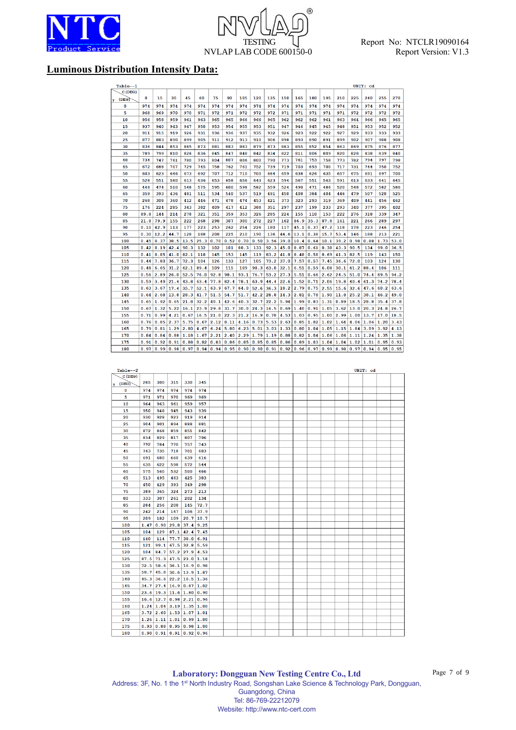## Luminous Distribution Intensity Data:

Table--1 UNIT: cd

| γ (DEG) \ C (DEG) | 0 | 15 | 30 | 45 | 60 | 75 | 90 | 105 | 120 | 135 | 150 | 165 | 180 | 195 | 210 | 225 | 240 | 255 | 270 |
|---|---|---|---|---|---|---|---|---|---|---|---|---|---|---|---|---|---|---|---|
| 0 | 974 | 974 | 974 | 974 | 974 | 974 | 974 | 974 | 974 | 974 | 974 | 974 | 974 | 974 | 974 | 974 | 974 | 974 | 974 |
| 5 | 968 | 969 | 970 | 970 | 971 | 972 | 971 | 971 | 972 | 972 | 971 | 971 | 971 | 971 | 971 | 972 | 972 | 972 | 972 |
| 10 | 956 | 958 | 959 | 961 | 963 | 965 | 965 | 966 | 966 | 965 | 962 | 962 | 962 | 961 | 963 | 964 | 966 | 965 | 965 |
| 15 | 937 | 940 | 943 | 947 | 950 | 953 | 954 | 955 | 953 | 951 | 947 | 946 | 945 | 945 | 948 | 951 | 953 | 952 | 952 |
| 20 | 911 | 915 | 919 | 926 | 931 | 936 | 936 | 937 | 935 | 932 | 926 | 923 | 922 | 922 | 927 | 929 | 933 | 933 | 933 |
| 25 | 877 | 883 | 890 | 899 | 905 | 911 | 912 | 913 | 910 | 906 | 898 | 893 | 890 | 891 | 899 | 902 | 907 | 908 | 908 |
| 30 | 836 | 844 | 853 | 865 | 873 | 881 | 883 | 883 | 879 | 873 | 863 | 855 | 852 | 854 | 863 | 869 | 875 | 876 | 877 |
| 35 | 789 | 799 | 810 | 826 | 836 | 845 | 847 | 848 | 842 | 834 | 822 | 811 | 806 | 809 | 820 | 828 | 838 | 839 | 840 |
| 40 | 734 | 747 | 761 | 780 | 793 | 804 | 807 | 806 | 800 | 790 | 773 | 761 | 753 | 758 | 773 | 782 | 794 | 797 | 798 |
| 45 | 672 | 688 | 707 | 729 | 745 | 758 | 762 | 761 | 752 | 739 | 719 | 703 | 693 | 700 | 717 | 731 | 744 | 750 | 752 |
| 50 | 603 | 623 | 646 | 673 | 692 | 707 | 712 | 710 | 700 | 684 | 659 | 638 | 626 | 635 | 657 | 675 | 691 | 697 | 700 |
| 55 | 528 | 551 | 580 | 613 | 636 | 653 | 658 | 656 | 643 | 623 | 594 | 567 | 551 | 563 | 591 | 613 | 633 | 641 | 645 |
| 60 | 446 | 474 | 510 | 548 | 575 | 595 | 600 | 598 | 582 | 559 | 524 | 490 | 471 | 486 | 520 | 548 | 572 | 582 | 586 |
| 65 | 359 | 393 | 436 | 481 | 511 | 534 | 540 | 537 | 519 | 491 | 450 | 408 | 384 | 404 | 446 | 479 | 507 | 520 | 525 |
| 70 | 268 | 308 | 360 | 412 | 446 | 471 | 478 | 474 | 453 | 421 | 373 | 323 | 293 | 319 | 369 | 409 | 441 | 456 | 462 |
| 75 | 176 | 224 | 285 | 343 | 382 | 409 | 417 | 412 | 388 | 351 | 297 | 237 | 199 | 233 | 293 | 340 | 377 | 395 | 402 |
| 80 | 89.8 | 144 | 214 | 278 | 321 | 351 | 359 | 353 | 326 | 285 | 224 | 155 | 110 | 153 | 222 | 276 | 318 | 339 | 347 |
| 85 | 21.8 | 79.9 | 155 | 222 | 268 | 298 | 307 | 300 | 272 | 227 | 162 | 86.9 | 35.3 | 87.8 | 161 | 221 | 266 | 289 | 297 |
| 90 | 0.10 | 42.9 | 113 | 177 | 223 | 253 | 262 | 254 | 226 | 180 | 117 | 45.1 | 0.37 | 47.2 | 118 | 178 | 223 | 246 | 254 |
| 95 | 0.30 | 12.2 | 44.7 | 128 | 188 | 208 | 225 | 210 | 190 | 136 | 44.6 | 13.1 | 0.38 | 15.7 | 53.4 | 146 | 188 | 213 | 221 |
| 100 | 0.45 | 8.37 | 38.5 | 13.5 | 25.3 | 0.70 | 0.52 | 0.70 | 0.50 | 3.56 | 39.0 | 10.4 | 0.64 | 10.1 | 39.2 | 0.98 | 0.88 | 1.73 | 53.0 |
| 105 | 0.42 | 8.19 | 42.4 | 90.3 | 132 | 102 | 101 | 88.3 | 133 | 92.3 | 45.0 | 8.87 | 0.61 | 8.38 | 43.3 | 90.5 | 134 | 99.0 | 36.5 |
| 110 | 0.41 | 8.85 | 41.0 | 82.1 | 118 | 145 | 153 | 145 | 119 | 83.2 | 41.8 | 8.48 | 0.58 | 8.69 | 41.3 | 82.5 | 119 | 143 | 150 |
| 115 | 0.44 | 7.80 | 36.7 | 72.3 | 104 | 126 | 133 | 127 | 105 | 73.2 | 37.0 | 7.57 | 0.57 | 7.45 | 36.6 | 72.0 | 103 | 124 | 130 |
| 120 | 0.48 | 6.65 | 31.2 | 62.1 | 89.4 | 109 | 115 | 109 | 90.3 | 63.0 | 32.1 | 6.51 | 0.59 | 6.08 | 30.1 | 61.2 | 88.4 | 106 | 111 |
| 125 | 0.56 | 2.89 | 26.0 | 52.5 | 76.0 | 92.8 | 98.1 | 93.1 | 76.7 | 53.2 | 27.3 | 5.51 | 0.66 | 2.62 | 24.5 | 51.0 | 74.4 | 89.5 | 94.2 |
| 130 | 0.59 | 3.49 | 21.4 | 43.8 | 63.4 | 77.8 | 82.4 | 78.1 | 63.9 | 44.4 | 22.6 | 1.52 | 0.71 | 2.06 | 19.8 | 40.4 | 61.3 | 74.2 | 78.4 |
| 135 | 0.63 | 3.67 | 17.4 | 35.7 | 52.1 | 63.9 | 67.7 | 64.0 | 52.6 | 36.3 | 18.2 | 2.79 | 0.75 | 2.55 | 15.6 | 32.6 | 47.6 | 60.2 | 63.6 |
| 140 | 0.64 | 2.68 | 13.8 | 28.3 | 41.7 | 51.5 | 54.7 | 51.7 | 42.2 | 28.8 | 14.3 | 2.81 | 0.78 | 1.90 | 11.8 | 25.2 | 38.1 | 46.2 | 49.0 |
| 145 | 0.65 | 1.92 | 0.65 | 21.8 | 32.2 | 40.1 | 42.6 | 40.3 | 32.7 | 22.2 | 5.94 | 1.99 | 0.83 | 1.31 | 0.89 | 18.5 | 28.8 | 35.4 | 37.8 |
| 150 | 0.67 | 1.32 | 5.22 | 16.1 | 23.9 | 29.8 | 31.7 | 30.0 | 24.3 | 16.5 | 0.69 | 1.40 | 0.91 | 1.05 | 3.62 | 13.0 | 20.3 | 24.8 | 26.7 |
| 155 | 0.71 | 0.99 | 4.21 | 0.67 | 16.5 | 21.0 | 22.3 | 21.2 | 16.9 | 0.70 | 4.53 | 1.03 | 0.95 | 1.00 | 2.99 | 1.00 | 13.7 | 17.0 | 18.5 |
| 160 | 0.76 | 0.85 | 2.37 | 5.75 | 0.67 | 2.12 | 8.11 | 4.16 | 0.73 | 5.53 | 2.63 | 0.85 | 1.02 | 1.02 | 1.64 | 4.06 | 1.06 | 1.20 | 3.63 |
| 165 | 0.79 | 0.81 | 1.29 | 2.80 | 4.67 | 6.24 | 5.80 | 6.23 | 5.01 | 3.03 | 1.33 | 0.80 | 1.04 | 1.05 | 1.15 | 1.84 | 3.09 | 3.92 | 4.13 |
| 170 | 0.84 | 0.84 | 0.88 | 1.18 | 1.67 | 2.21 | 2.40 | 2.29 | 1.79 | 1.19 | 0.88 | 0.82 | 1.04 | 1.06 | 1.06 | 1.11 | 1.24 | 1.35 | 1.38 |
| 175 | 0.91 | 0.92 | 0.91 | 0.88 | 0.82 | 0.83 | 0.86 | 0.85 | 0.85 | 0.85 | 0.86 | 0.89 | 1.03 | 1.04 | 1.04 | 1.02 | 1.01 | 0.95 | 0.93 |
| 180 | 0.97 | 0.99 | 0.98 | 0.97 | 0.94 | 0.94 | 0.95 | 0.90 | 0.90 | 0.91 | 0.92 | 0.96 | 0.97 | 0.99 | 0.98 | 0.97 | 0.94 | 0.95 | 0.95 |

Table--2 UNIT: cd

| γ (DEG) \ C (DEG) | 285 | 300 | 315 | 330 | 345 |
|---|---|---|---|---|---|
| 0 | 974 | 974 | 974 | 974 | 974 |
| 5 | 971 | 971 | 970 | 969 | 969 |
| 10 | 964 | 963 | 961 | 959 | 957 |
| 15 | 950 | 948 | 945 | 943 | 939 |
| 20 | 930 | 928 | 923 | 919 | 914 |
| 25 | 904 | 901 | 894 | 888 | 881 |
| 30 | 872 | 868 | 859 | 851 | 842 |
| 35 | 834 | 829 | 817 | 807 | 796 |
| 40 | 792 | 784 | 770 | 757 | 743 |
| 45 | 743 | 735 | 718 | 701 | 683 |
| 50 | 691 | 680 | 660 | 639 | 616 |
| 55 | 635 | 622 | 598 | 572 | 544 |
| 60 | 575 | 560 | 532 | 500 | 466 |
| 65 | 513 | 495 | 463 | 425 | 383 |
| 70 | 450 | 429 | 393 | 349 | 298 |
| 75 | 389 | 365 | 324 | 273 | 213 |
| 80 | 333 | 307 | 261 | 202 | 134 |
| 85 | 284 | 256 | 208 | 145 | 72.7 |
| 90 | 242 | 214 | 167 | 106 | 37.9 |
| 95 | 209 | 182 | 109 | 20.7 | 10.7 |
| 100 | 1.47 | 0.90 | 29.8 | 37.4 | 9.25 |
| 105 | 104 | 129 | 87.1 | 42.4 | 7.45 |
| 110 | 140 | 114 | 77.7 | 38.0 | 6.91 |
| 115 | 121 | 99.1 | 67.5 | 32.8 | 5.59 |
| 120 | 104 | 84.7 | 57.2 | 27.9 | 4.53 |
| 125 | 87.5 | 71.3 | 47.5 | 23.0 | 1.18 |
| 130 | 72.5 | 58.6 | 38.1 | 16.9 | 0.98 |
| 135 | 58.7 | 45.8 | 30.6 | 13.9 | 1.87 |
| 140 | 45.3 | 36.6 | 22.2 | 10.5 | 1.36 |
| 145 | 34.7 | 27.4 | 16.9 | 0.87 | 1.02 |
| 150 | 23.6 | 19.3 | 11.6 | 1.80 | 0.90 |
| 155 | 16.6 | 12.7 | 0.98 | 2.21 | 0.96 |
| 160 | 1.24 | 1.04 | 3.19 | 1.35 | 1.00 |
| 165 | 3.72 | 2.60 | 1.53 | 1.07 | 1.01 |
| 170 | 1.26 | 1.11 | 1.01 | 0.99 | 1.00 |
| 175 | 0.93 | 0.88 | 0.95 | 0.98 | 1.00 |
| 180 | 0.90 | 0.91 | 0.91 | 0.92 | 0.96 |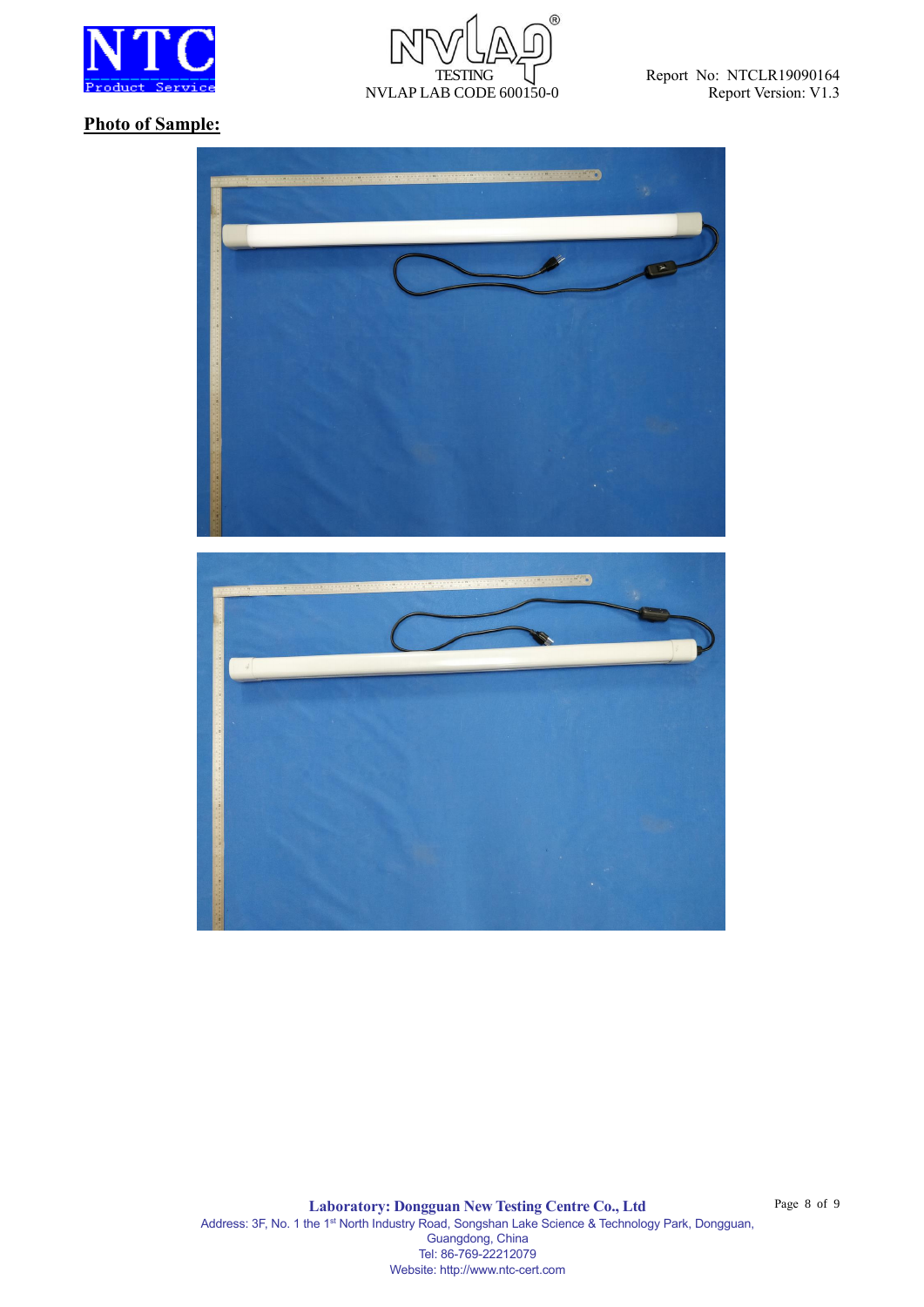**Photo of Sample:**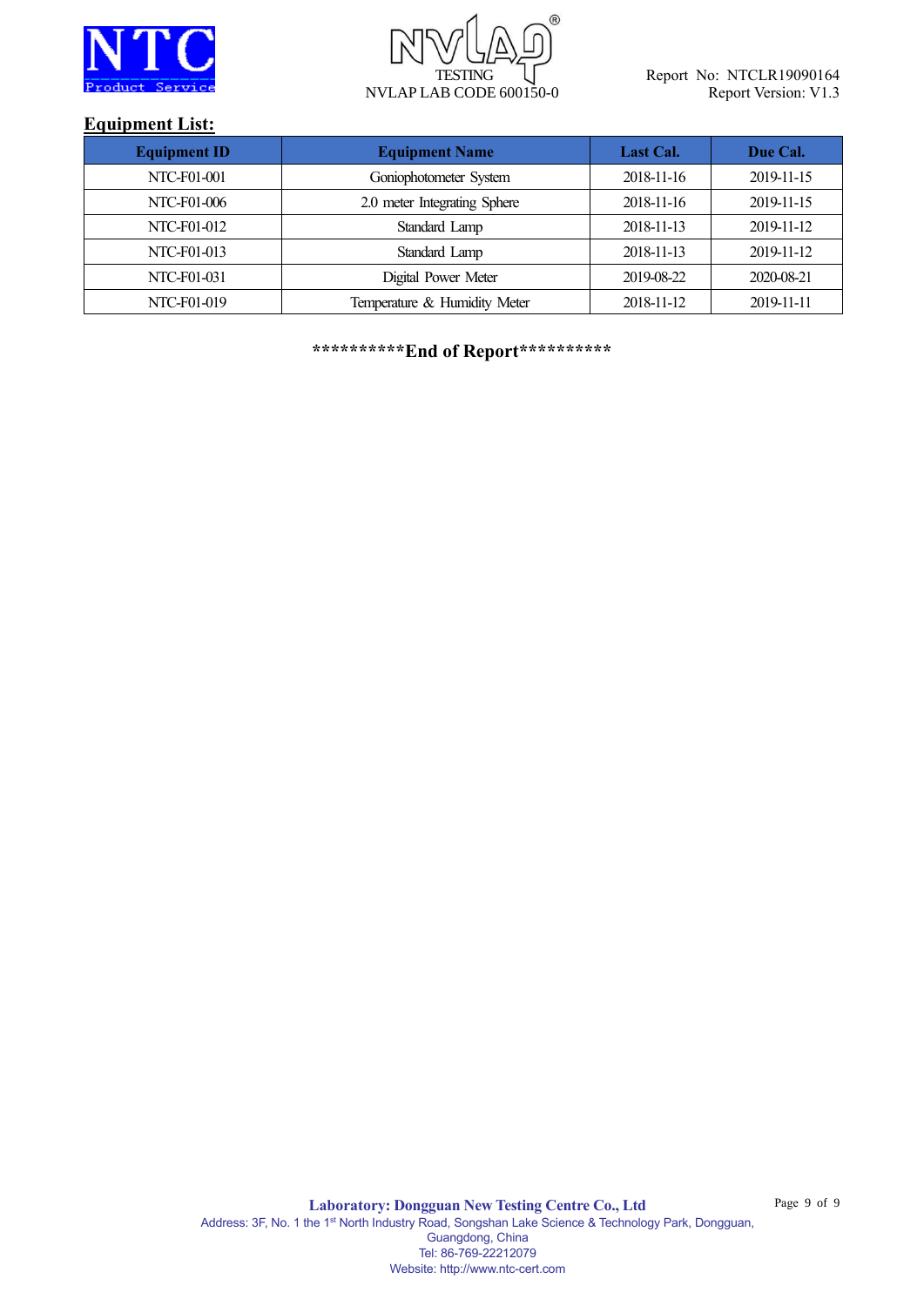## Equipment List:

| Equipment ID | Equipment Name | Last Cal. | Due Cal. |
|---|---|---|---|
| NTC-F01-001 | Goniophotometer System | 2018-11-16 | 2019-11-15 |
| NTC-F01-006 | 2.0 meter Integrating Sphere | 2018-11-16 | 2019-11-15 |
| NTC-F01-012 | Standard Lamp | 2018-11-13 | 2019-11-12 |
| NTC-F01-013 | Standard Lamp | 2018-11-13 | 2019-11-12 |
| NTC-F01-031 | Digital Power Meter | 2019-08-22 | 2020-08-21 |
| NTC-F01-019 | Temperature & Humidity Meter | 2018-11-12 | 2019-11-11 |

**\*\*\*\*\*\*\*\*\*\*End of Report\*\*\*\*\*\*\*\*\*\***